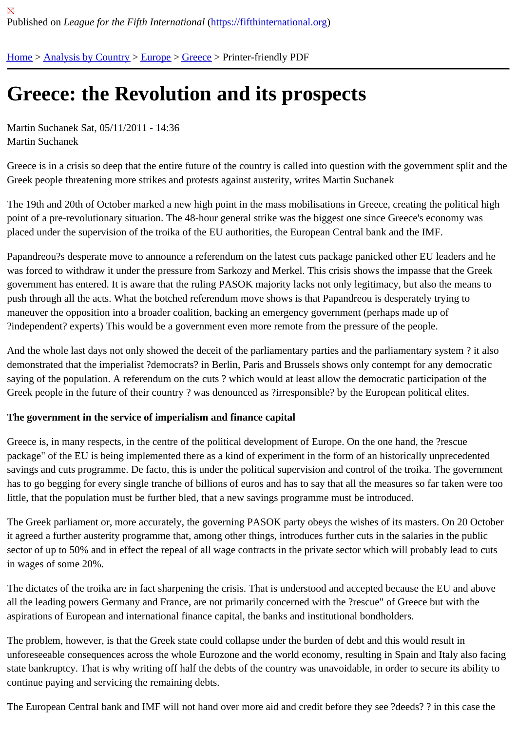Published on *League for the Fifth International* (https://fifthinternational.org)

Home > Analysis by Country > Europe > Greece > Printer-friendly PDF

# Greece: the Revolution and its prospects

Martin Suchanek Sat, 05/11/2011 - 14:36
Martin Suchanek

Greece is in a crisis so deep that the entire future of the country is called into question with the government split and the Greek people threatening more strikes and protests against austerity, writes Martin Suchanek

The 19th and 20th of October marked a new high point in the mass mobilisations in Greece, creating the political high point of a pre-revolutionary situation. The 48-hour general strike was the biggest one since Greece's economy was placed under the supervision of the troika of the EU authorities, the European Central bank and the IMF.

Papandreou?s desperate move to announce a referendum on the latest cuts package panicked other EU leaders and he was forced to withdraw it under the pressure from Sarkozy and Merkel. This crisis shows the impasse that the Greek government has entered. It is aware that the ruling PASOK majority lacks not only legitimacy, but also the means to push through all the acts. What the botched referendum move shows is that Papandreou is desperately trying to maneuver the opposition into a broader coalition, backing an emergency government (perhaps made up of ?independent? experts) This would be a government even more remote from the pressure of the people.

And the whole last days not only showed the deceit of the parliamentary parties and the parliamentary system ? it also demonstrated that the imperialist ?democrats? in Berlin, Paris and Brussels shows only contempt for any democratic saying of the population. A referendum on the cuts ? which would at least allow the democratic participation of the Greek people in the future of their country ? was denounced as ?irresponsible? by the European political elites.

**The government in the service of imperialism and finance capital**

Greece is, in many respects, in the centre of the political development of Europe. On the one hand, the ?rescue package" of the EU is being implemented there as a kind of experiment in the form of an historically unprecedented savings and cuts programme. De facto, this is under the political supervision and control of the troika. The government has to go begging for every single tranche of billions of euros and has to say that all the measures so far taken were too little, that the population must be further bled, that a new savings programme must be introduced.

The Greek parliament or, more accurately, the governing PASOK party obeys the wishes of its masters. On 20 October it agreed a further austerity programme that, among other things, introduces further cuts in the salaries in the public sector of up to 50% and in effect the repeal of all wage contracts in the private sector which will probably lead to cuts in wages of some 20%.

The dictates of the troika are in fact sharpening the crisis. That is understood and accepted because the EU and above all the leading powers Germany and France, are not primarily concerned with the ?rescue" of Greece but with the aspirations of European and international finance capital, the banks and institutional bondholders.

The problem, however, is that the Greek state could collapse under the burden of debt and this would result in unforeseeable consequences across the whole Eurozone and the world economy, resulting in Spain and Italy also facing state bankruptcy. That is why writing off half the debts of the country was unavoidable, in order to secure its ability to continue paying and servicing the remaining debts.

The European Central bank and IMF will not hand over more aid and credit before they see ?deeds? ? in this case the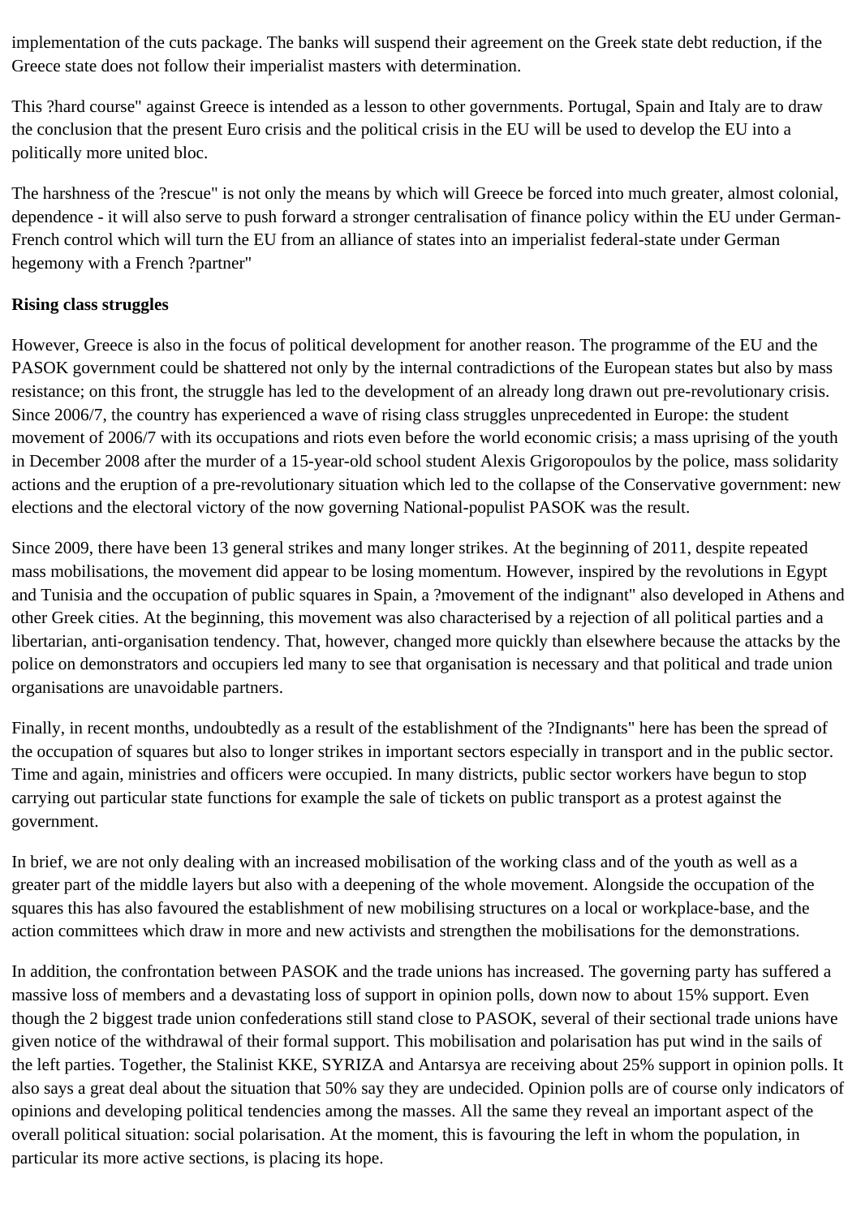implementation of the cuts package. The banks will suspend their agreement on the Greek state debt reduction, if the Greece state does not follow their imperialist masters with determination.

This ?hard course" against Greece is intended as a lesson to other governments. Portugal, Spain and Italy are to draw the conclusion that the present Euro crisis and the political crisis in the EU will be used to develop the EU into a politically more united bloc.

The harshness of the ?rescue" is not only the means by which will Greece be forced into much greater, almost colonial, dependence - it will also serve to push forward a stronger centralisation of finance policy within the EU under German-French control which will turn the EU from an alliance of states into an imperialist federal-state under German hegemony with a French ?partner"

**Rising class struggles**

However, Greece is also in the focus of political development for another reason. The programme of the EU and the PASOK government could be shattered not only by the internal contradictions of the European states but also by mass resistance; on this front, the struggle has led to the development of an already long drawn out pre-revolutionary crisis. Since 2006/7, the country has experienced a wave of rising class struggles unprecedented in Europe: the student movement of 2006/7 with its occupations and riots even before the world economic crisis; a mass uprising of the youth in December 2008 after the murder of a 15-year-old school student Alexis Grigoropoulos by the police, mass solidarity actions and the eruption of a pre-revolutionary situation which led to the collapse of the Conservative government: new elections and the electoral victory of the now governing National-populist PASOK was the result.

Since 2009, there have been 13 general strikes and many longer strikes. At the beginning of 2011, despite repeated mass mobilisations, the movement did appear to be losing momentum. However, inspired by the revolutions in Egypt and Tunisia and the occupation of public squares in Spain, a ?movement of the indignant" also developed in Athens and other Greek cities. At the beginning, this movement was also characterised by a rejection of all political parties and a libertarian, anti-organisation tendency. That, however, changed more quickly than elsewhere because the attacks by the police on demonstrators and occupiers led many to see that organisation is necessary and that political and trade union organisations are unavoidable partners.

Finally, in recent months, undoubtedly as a result of the establishment of the ?Indignants" here has been the spread of the occupation of squares but also to longer strikes in important sectors especially in transport and in the public sector. Time and again, ministries and officers were occupied. In many districts, public sector workers have begun to stop carrying out particular state functions for example the sale of tickets on public transport as a protest against the government.

In brief, we are not only dealing with an increased mobilisation of the working class and of the youth as well as a greater part of the middle layers but also with a deepening of the whole movement. Alongside the occupation of the squares this has also favoured the establishment of new mobilising structures on a local or workplace-base, and the action committees which draw in more and new activists and strengthen the mobilisations for the demonstrations.

In addition, the confrontation between PASOK and the trade unions has increased. The governing party has suffered a massive loss of members and a devastating loss of support in opinion polls, down now to about 15% support. Even though the 2 biggest trade union confederations still stand close to PASOK, several of their sectional trade unions have given notice of the withdrawal of their formal support. This mobilisation and polarisation has put wind in the sails of the left parties. Together, the Stalinist KKE, SYRIZA and Antarsya are receiving about 25% support in opinion polls. It also says a great deal about the situation that 50% say they are undecided. Opinion polls are of course only indicators of opinions and developing political tendencies among the masses. All the same they reveal an important aspect of the overall political situation: social polarisation. At the moment, this is favouring the left in whom the population, in particular its more active sections, is placing its hope.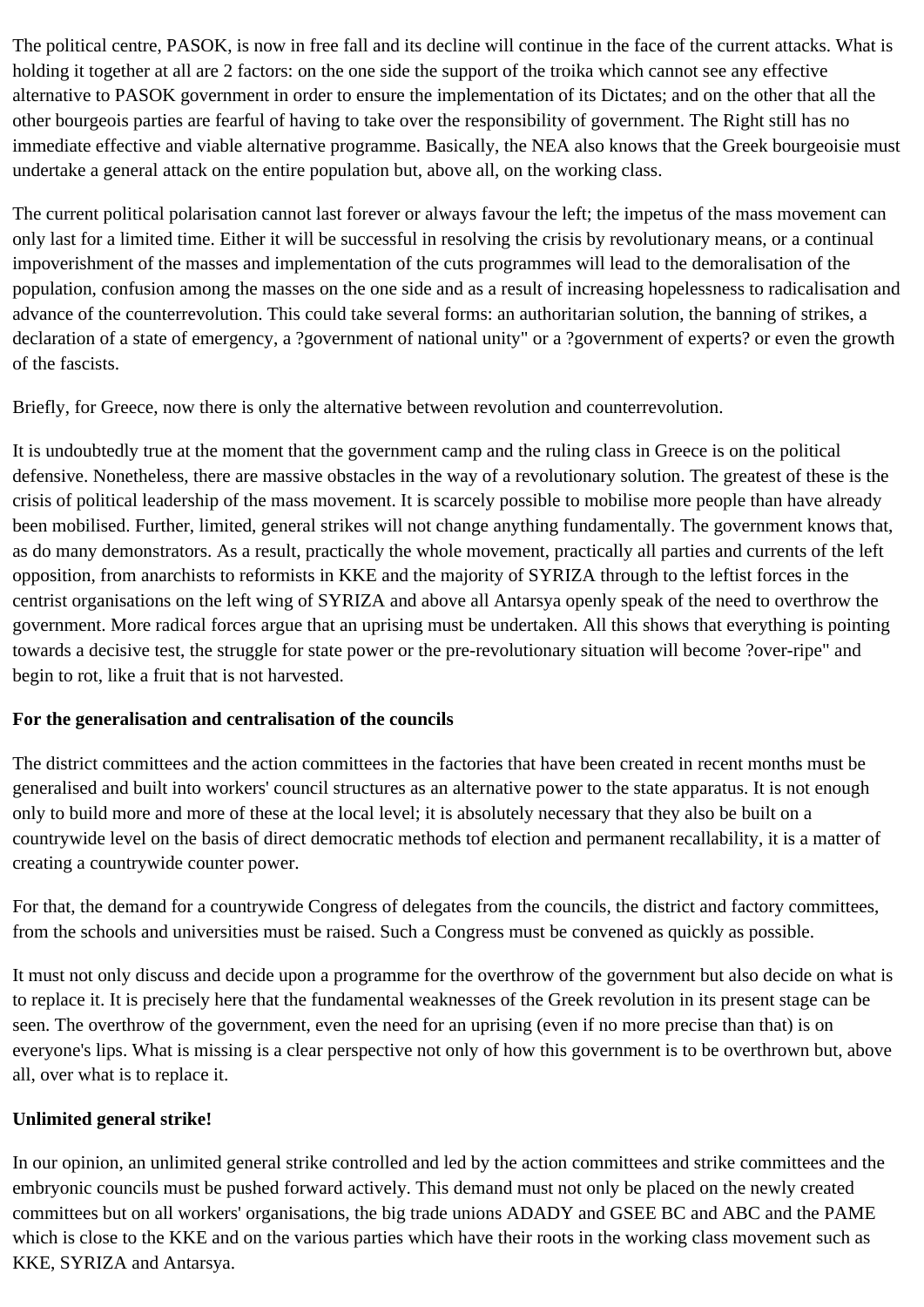The political centre, PASOK, is now in free fall and its decline will continue in the face of the current attacks. What is holding it together at all are 2 factors: on the one side the support of the troika which cannot see any effective alternative to PASOK government in order to ensure the implementation of its Dictates; and on the other that all the other bourgeois parties are fearful of having to take over the responsibility of government. The Right still has no immediate effective and viable alternative programme. Basically, the NEA also knows that the Greek bourgeoisie must undertake a general attack on the entire population but, above all, on the working class.

The current political polarisation cannot last forever or always favour the left; the impetus of the mass movement can only last for a limited time. Either it will be successful in resolving the crisis by revolutionary means, or a continual impoverishment of the masses and implementation of the cuts programmes will lead to the demoralisation of the population, confusion among the masses on the one side and as a result of increasing hopelessness to radicalisation and advance of the counterrevolution. This could take several forms: an authoritarian solution, the banning of strikes, a declaration of a state of emergency, a ?government of national unity" or a ?government of experts? or even the growth of the fascists.

Briefly, for Greece, now there is only the alternative between revolution and counterrevolution.

It is undoubtedly true at the moment that the government camp and the ruling class in Greece is on the political defensive. Nonetheless, there are massive obstacles in the way of a revolutionary solution. The greatest of these is the crisis of political leadership of the mass movement. It is scarcely possible to mobilise more people than have already been mobilised. Further, limited, general strikes will not change anything fundamentally. The government knows that, as do many demonstrators. As a result, practically the whole movement, practically all parties and currents of the left opposition, from anarchists to reformists in KKE and the majority of SYRIZA through to the leftist forces in the centrist organisations on the left wing of SYRIZA and above all Antarsya openly speak of the need to overthrow the government. More radical forces argue that an uprising must be undertaken. All this shows that everything is pointing towards a decisive test, the struggle for state power or the pre-revolutionary situation will become ?over-ripe" and begin to rot, like a fruit that is not harvested.

**For the generalisation and centralisation of the councils**

The district committees and the action committees in the factories that have been created in recent months must be generalised and built into workers' council structures as an alternative power to the state apparatus. It is not enough only to build more and more of these at the local level; it is absolutely necessary that they also be built on a countrywide level on the basis of direct democratic methods tof election and permanent recallability, it is a matter of creating a countrywide counter power.

For that, the demand for a countrywide Congress of delegates from the councils, the district and factory committees, from the schools and universities must be raised. Such a Congress must be convened as quickly as possible.

It must not only discuss and decide upon a programme for the overthrow of the government but also decide on what is to replace it. It is precisely here that the fundamental weaknesses of the Greek revolution in its present stage can be seen. The overthrow of the government, even the need for an uprising (even if no more precise than that) is on everyone's lips. What is missing is a clear perspective not only of how this government is to be overthrown but, above all, over what is to replace it.

**Unlimited general strike!**

In our opinion, an unlimited general strike controlled and led by the action committees and strike committees and the embryonic councils must be pushed forward actively. This demand must not only be placed on the newly created committees but on all workers' organisations, the big trade unions ADADY and GSEE BC and ABC and the PAME which is close to the KKE and on the various parties which have their roots in the working class movement such as KKE, SYRIZA and Antarsya.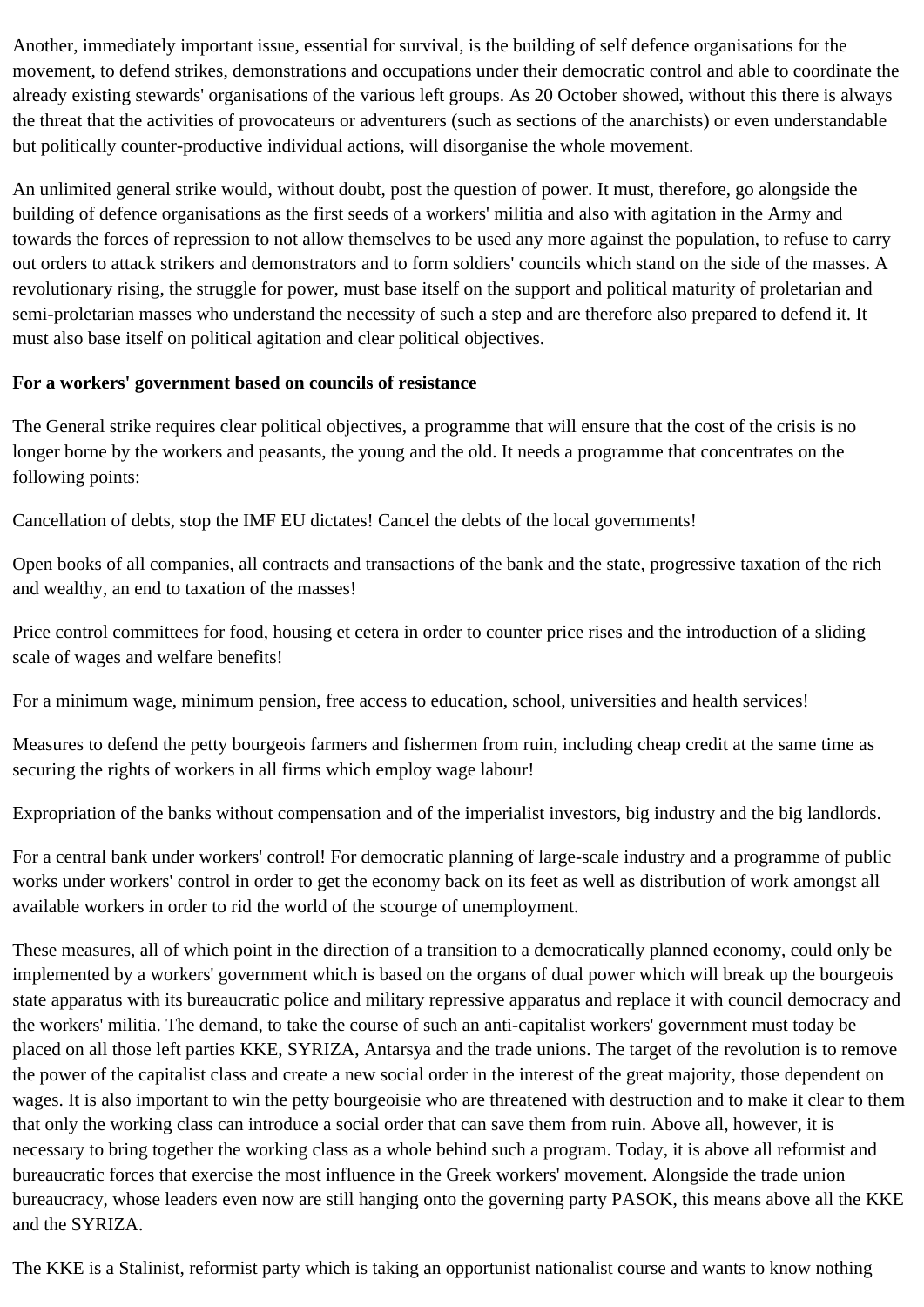Another, immediately important issue, essential for survival, is the building of self defence organisations for the movement, to defend strikes, demonstrations and occupations under their democratic control and able to coordinate the already existing stewards' organisations of the various left groups. As 20 October showed, without this there is always the threat that the activities of provocateurs or adventurers (such as sections of the anarchists) or even understandable but politically counter-productive individual actions, will disorganise the whole movement.

An unlimited general strike would, without doubt, post the question of power. It must, therefore, go alongside the building of defence organisations as the first seeds of a workers' militia and also with agitation in the Army and towards the forces of repression to not allow themselves to be used any more against the population, to refuse to carry out orders to attack strikers and demonstrators and to form soldiers' councils which stand on the side of the masses. A revolutionary rising, the struggle for power, must base itself on the support and political maturity of proletarian and semi-proletarian masses who understand the necessity of such a step and are therefore also prepared to defend it. It must also base itself on political agitation and clear political objectives.

**For a workers' government based on councils of resistance**

The General strike requires clear political objectives, a programme that will ensure that the cost of the crisis is no longer borne by the workers and peasants, the young and the old. It needs a programme that concentrates on the following points:

Cancellation of debts, stop the IMF EU dictates! Cancel the debts of the local governments!

Open books of all companies, all contracts and transactions of the bank and the state, progressive taxation of the rich and wealthy, an end to taxation of the masses!

Price control committees for food, housing et cetera in order to counter price rises and the introduction of a sliding scale of wages and welfare benefits!

For a minimum wage, minimum pension, free access to education, school, universities and health services!

Measures to defend the petty bourgeois farmers and fishermen from ruin, including cheap credit at the same time as securing the rights of workers in all firms which employ wage labour!

Expropriation of the banks without compensation and of the imperialist investors, big industry and the big landlords.

For a central bank under workers' control! For democratic planning of large-scale industry and a programme of public works under workers' control in order to get the economy back on its feet as well as distribution of work amongst all available workers in order to rid the world of the scourge of unemployment.

These measures, all of which point in the direction of a transition to a democratically planned economy, could only be implemented by a workers' government which is based on the organs of dual power which will break up the bourgeois state apparatus with its bureaucratic police and military repressive apparatus and replace it with council democracy and the workers' militia. The demand, to take the course of such an anti-capitalist workers' government must today be placed on all those left parties KKE, SYRIZA, Antarsya and the trade unions. The target of the revolution is to remove the power of the capitalist class and create a new social order in the interest of the great majority, those dependent on wages. It is also important to win the petty bourgeoisie who are threatened with destruction and to make it clear to them that only the working class can introduce a social order that can save them from ruin. Above all, however, it is necessary to bring together the working class as a whole behind such a program. Today, it is above all reformist and bureaucratic forces that exercise the most influence in the Greek workers' movement. Alongside the trade union bureaucracy, whose leaders even now are still hanging onto the governing party PASOK, this means above all the KKE and the SYRIZA.

The KKE is a Stalinist, reformist party which is taking an opportunist nationalist course and wants to know nothing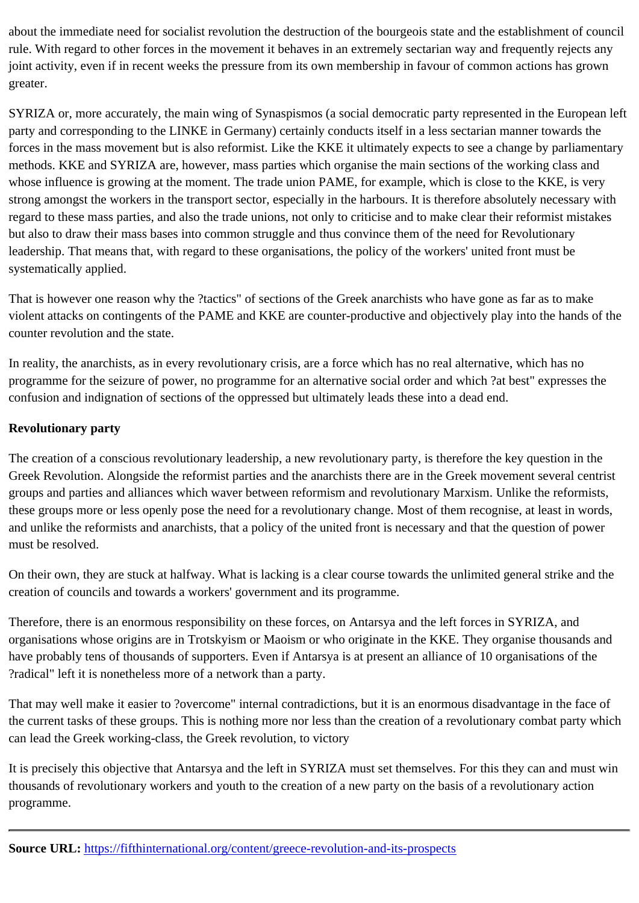about the immediate need for socialist revolution the destruction of the bourgeois state and the establishment of council rule. With regard to other forces in the movement it behaves in an extremely sectarian way and frequently rejects any joint activity, even if in recent weeks the pressure from its own membership in favour of common actions has grown greater.

SYRIZA or, more accurately, the main wing of Synaspismos (a social democratic party represented in the European left party and corresponding to the LINKE in Germany) certainly conducts itself in a less sectarian manner towards the forces in the mass movement but is also reformist. Like the KKE it ultimately expects to see a change by parliamentary methods. KKE and SYRIZA are, however, mass parties which organise the main sections of the working class and whose influence is growing at the moment. The trade union PAME, for example, which is close to the KKE, is very strong amongst the workers in the transport sector, especially in the harbours. It is therefore absolutely necessary with regard to these mass parties, and also the trade unions, not only to criticise and to make clear their reformist mistakes but also to draw their mass bases into common struggle and thus convince them of the need for Revolutionary leadership. That means that, with regard to these organisations, the policy of the workers' united front must be systematically applied.

That is however one reason why the ?tactics" of sections of the Greek anarchists who have gone as far as to make violent attacks on contingents of the PAME and KKE are counter-productive and objectively play into the hands of the counter revolution and the state.

In reality, the anarchists, as in every revolutionary crisis, are a force which has no real alternative, which has no programme for the seizure of power, no programme for an alternative social order and which ?at best" expresses the confusion and indignation of sections of the oppressed but ultimately leads these into a dead end.

**Revolutionary party**

The creation of a conscious revolutionary leadership, a new revolutionary party, is therefore the key question in the Greek Revolution. Alongside the reformist parties and the anarchists there are in the Greek movement several centrist groups and parties and alliances which waver between reformism and revolutionary Marxism. Unlike the reformists, these groups more or less openly pose the need for a revolutionary change. Most of them recognise, at least in words, and unlike the reformists and anarchists, that a policy of the united front is necessary and that the question of power must be resolved.

On their own, they are stuck at halfway. What is lacking is a clear course towards the unlimited general strike and the creation of councils and towards a workers' government and its programme.

Therefore, there is an enormous responsibility on these forces, on Antarsya and the left forces in SYRIZA, and organisations whose origins are in Trotskyism or Maoism or who originate in the KKE. They organise thousands and have probably tens of thousands of supporters. Even if Antarsya is at present an alliance of 10 organisations of the ?radical" left it is nonetheless more of a network than a party.

That may well make it easier to ?overcome" internal contradictions, but it is an enormous disadvantage in the face of the current tasks of these groups. This is nothing more nor less than the creation of a revolutionary combat party which can lead the Greek working-class, the Greek revolution, to victory

It is precisely this objective that Antarsya and the left in SYRIZA must set themselves. For this they can and must win thousands of revolutionary workers and youth to the creation of a new party on the basis of a revolutionary action programme.

---

**Source URL:** https://fifthinternational.org/content/greece-revolution-and-its-prospects